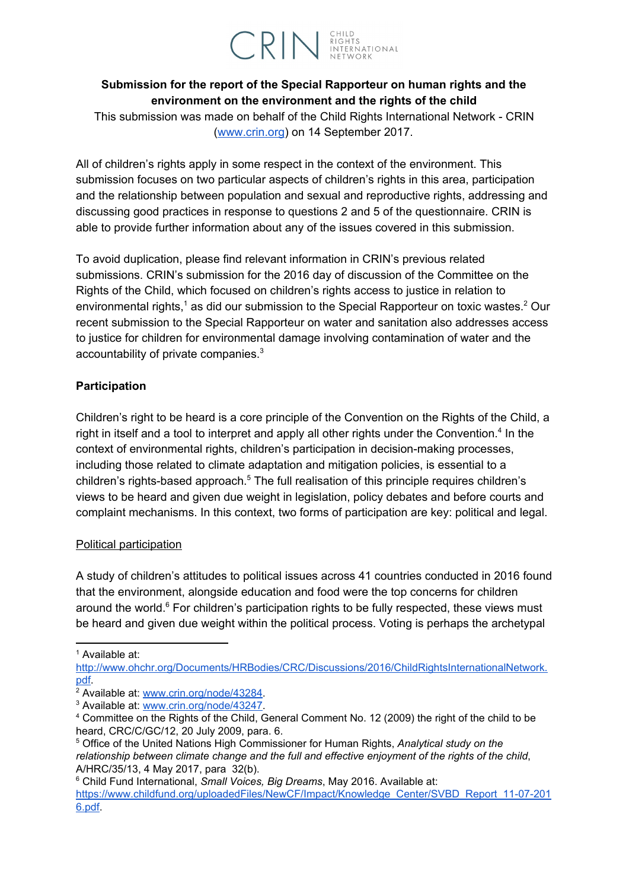CRIN CHILD RIGHTS INTERNATIONAL NETWORK

**Submission for the report of the Special Rapporteur on human rights and the environment on the environment and the rights of the child**

This submission was made on behalf of the Child Rights International Network - CRIN (www.crin.org) on 14 September 2017.

All of children's rights apply in some respect in the context of the environment. This submission focuses on two particular aspects of children's rights in this area, participation and the relationship between population and sexual and reproductive rights, addressing and discussing good practices in response to questions 2 and 5 of the questionnaire. CRIN is able to provide further information about any of the issues covered in this submission.

To avoid duplication, please find relevant information in CRIN's previous related submissions. CRIN's submission for the 2016 day of discussion of the Committee on the Rights of the Child, which focused on children's rights access to justice in relation to environmental rights,[1] as did our submission to the Special Rapporteur on toxic wastes.[2] Our recent submission to the Special Rapporteur on water and sanitation also addresses access to justice for children for environmental damage involving contamination of water and the accountability of private companies.[3]

## Participation

Children's right to be heard is a core principle of the Convention on the Rights of the Child, a right in itself and a tool to interpret and apply all other rights under the Convention.[4] In the context of environmental rights, children's participation in decision-making processes, including those related to climate adaptation and mitigation policies, is essential to a children's rights-based approach.[5] The full realisation of this principle requires children's views to be heard and given due weight in legislation, policy debates and before courts and complaint mechanisms. In this context, two forms of participation are key: political and legal.

### Political participation

A study of children's attitudes to political issues across 41 countries conducted in 2016 found that the environment, alongside education and food were the top concerns for children around the world.[6] For children's participation rights to be fully respected, these views must be heard and given due weight within the political process. Voting is perhaps the archetypal

---

[1] Available at: http://www.ohchr.org/Documents/HRBodies/CRC/Discussions/2016/ChildRightsInternationalNetwork.pdf.

[2] Available at: www.crin.org/node/43284.

[3] Available at: www.crin.org/node/43247.

[4] Committee on the Rights of the Child, General Comment No. 12 (2009) the right of the child to be heard, CRC/C/GC/12, 20 July 2009, para. 6.

[5] Office of the United Nations High Commissioner for Human Rights, *Analytical study on the relationship between climate change and the full and effective enjoyment of the rights of the child*, A/HRC/35/13, 4 May 2017, para 32(b).

[6] Child Fund International, *Small Voices, Big Dreams*, May 2016. Available at: https://www.childfund.org/uploadedFiles/NewCF/Impact/Knowledge_Center/SVBD_Report_11-07-2016.pdf.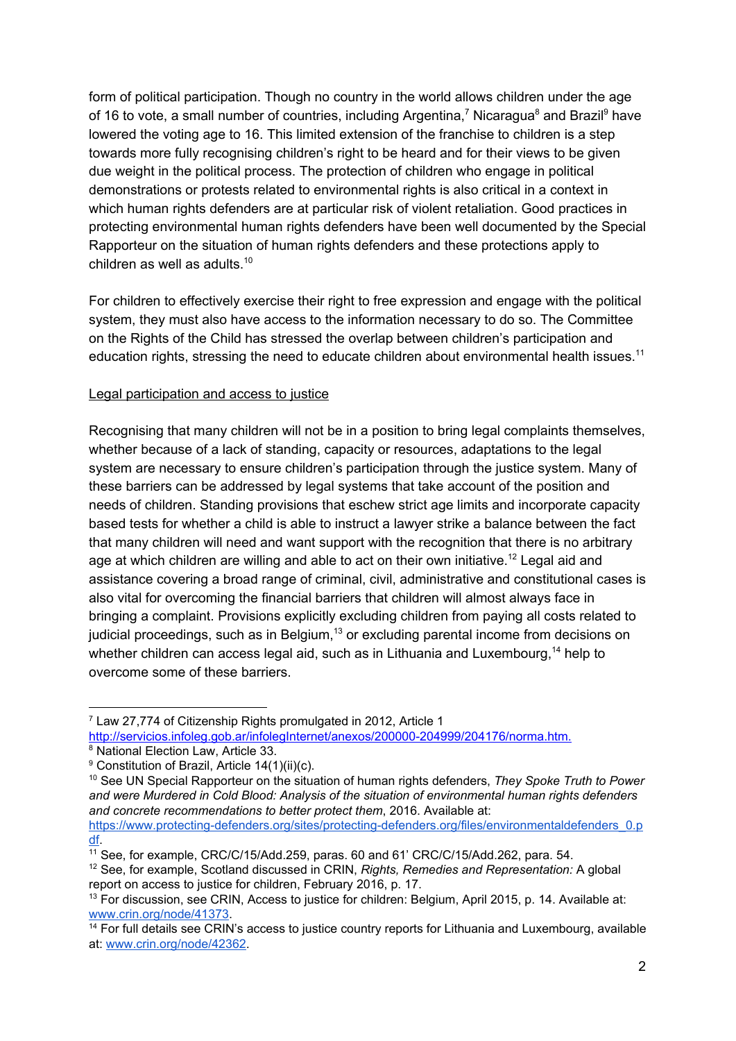form of political participation. Though no country in the world allows children under the age of 16 to vote, a small number of countries, including Argentina,[7] Nicaragua[8] and Brazil[9] have lowered the voting age to 16. This limited extension of the franchise to children is a step towards more fully recognising children's right to be heard and for their views to be given due weight in the political process. The protection of children who engage in political demonstrations or protests related to environmental rights is also critical in a context in which human rights defenders are at particular risk of violent retaliation. Good practices in protecting environmental human rights defenders have been well documented by the Special Rapporteur on the situation of human rights defenders and these protections apply to children as well as adults.[10]

For children to effectively exercise their right to free expression and engage with the political system, they must also have access to the information necessary to do so. The Committee on the Rights of the Child has stressed the overlap between children's participation and education rights, stressing the need to educate children about environmental health issues.[11]

<u>Legal participation and access to justice</u>

Recognising that many children will not be in a position to bring legal complaints themselves, whether because of a lack of standing, capacity or resources, adaptations to the legal system are necessary to ensure children's participation through the justice system. Many of these barriers can be addressed by legal systems that take account of the position and needs of children. Standing provisions that eschew strict age limits and incorporate capacity based tests for whether a child is able to instruct a lawyer strike a balance between the fact that many children will need and want support with the recognition that there is no arbitrary age at which children are willing and able to act on their own initiative.[12] Legal aid and assistance covering a broad range of criminal, civil, administrative and constitutional cases is also vital for overcoming the financial barriers that children will almost always face in bringing a complaint. Provisions explicitly excluding children from paying all costs related to judicial proceedings, such as in Belgium,[13] or excluding parental income from decisions on whether children can access legal aid, such as in Lithuania and Luxembourg,[14] help to overcome some of these barriers.

---

[7] Law 27,774 of Citizenship Rights promulgated in 2012, Article 1 http://servicios.infoleg.gob.ar/infolegInternet/anexos/200000-204999/204176/norma.htm.

[8] National Election Law, Article 33.

[9] Constitution of Brazil, Article 14(1)(ii)(c).

[10] See UN Special Rapporteur on the situation of human rights defenders, *They Spoke Truth to Power and were Murdered in Cold Blood: Analysis of the situation of environmental human rights defenders and concrete recommendations to better protect them*, 2016. Available at: https://www.protecting-defenders.org/sites/protecting-defenders.org/files/environmentaldefenders_0.pdf.

[11] See, for example, CRC/C/15/Add.259, paras. 60 and 61' CRC/C/15/Add.262, para. 54.

[12] See, for example, Scotland discussed in CRIN, *Rights, Remedies and Representation:* A global report on access to justice for children, February 2016, p. 17.

[13] For discussion, see CRIN, Access to justice for children: Belgium, April 2015, p. 14. Available at: www.crin.org/node/41373.

[14] For full details see CRIN's access to justice country reports for Lithuania and Luxembourg, available at: www.crin.org/node/42362.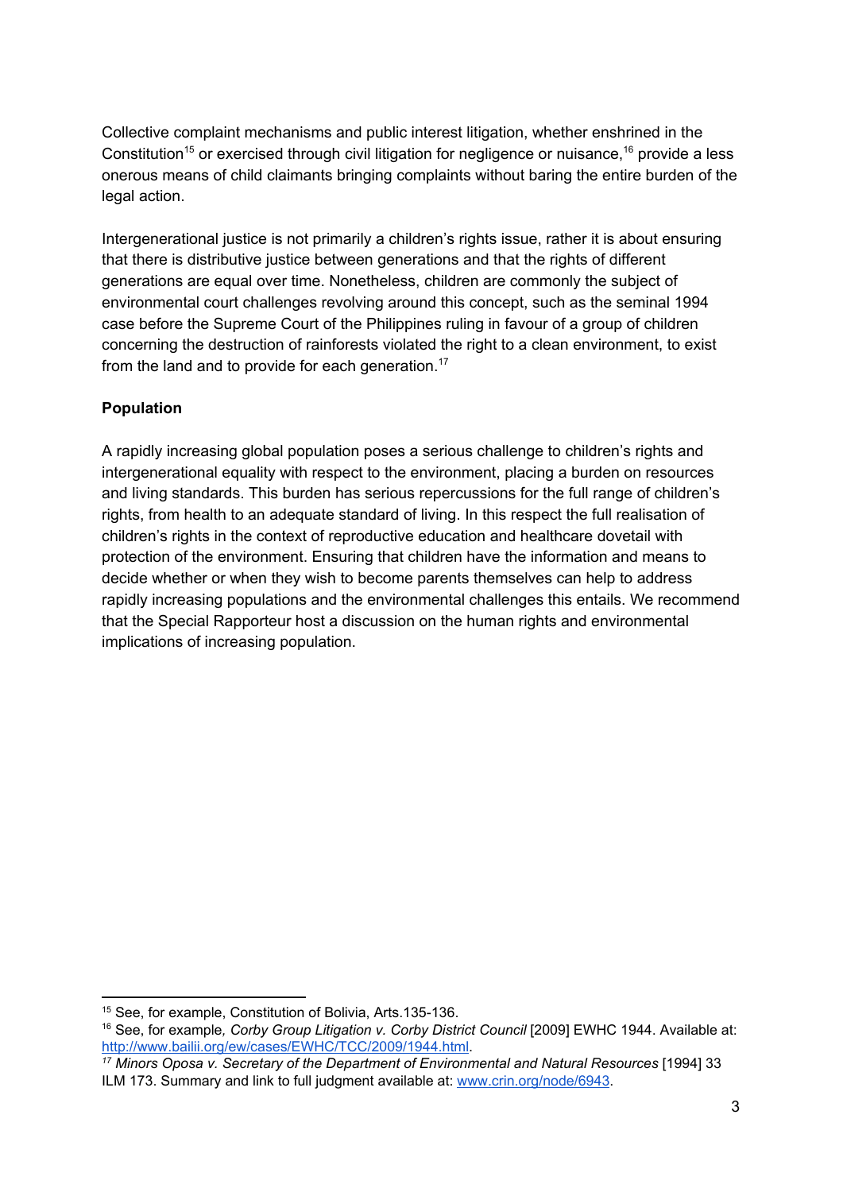Collective complaint mechanisms and public interest litigation, whether enshrined in the Constitution[15] or exercised through civil litigation for negligence or nuisance,[16] provide a less onerous means of child claimants bringing complaints without baring the entire burden of the legal action.

Intergenerational justice is not primarily a children's rights issue, rather it is about ensuring that there is distributive justice between generations and that the rights of different generations are equal over time. Nonetheless, children are commonly the subject of environmental court challenges revolving around this concept, such as the seminal 1994 case before the Supreme Court of the Philippines ruling in favour of a group of children concerning the destruction of rainforests violated the right to a clean environment, to exist from the land and to provide for each generation.[17]

**Population**

A rapidly increasing global population poses a serious challenge to children's rights and intergenerational equality with respect to the environment, placing a burden on resources and living standards. This burden has serious repercussions for the full range of children's rights, from health to an adequate standard of living. In this respect the full realisation of children's rights in the context of reproductive education and healthcare dovetail with protection of the environment. Ensuring that children have the information and means to decide whether or when they wish to become parents themselves can help to address rapidly increasing populations and the environmental challenges this entails. We recommend that the Special Rapporteur host a discussion on the human rights and environmental implications of increasing population.

---

[15] See, for example, Constitution of Bolivia, Arts.135-136.

[16] See, for example, *Corby Group Litigation v. Corby District Council* [2009] EWHC 1944. Available at: http://www.bailii.org/ew/cases/EWHC/TCC/2009/1944.html.

[17] *Minors Oposa v. Secretary of the Department of Environmental and Natural Resources* [1994] 33 ILM 173. Summary and link to full judgment available at: www.crin.org/node/6943.